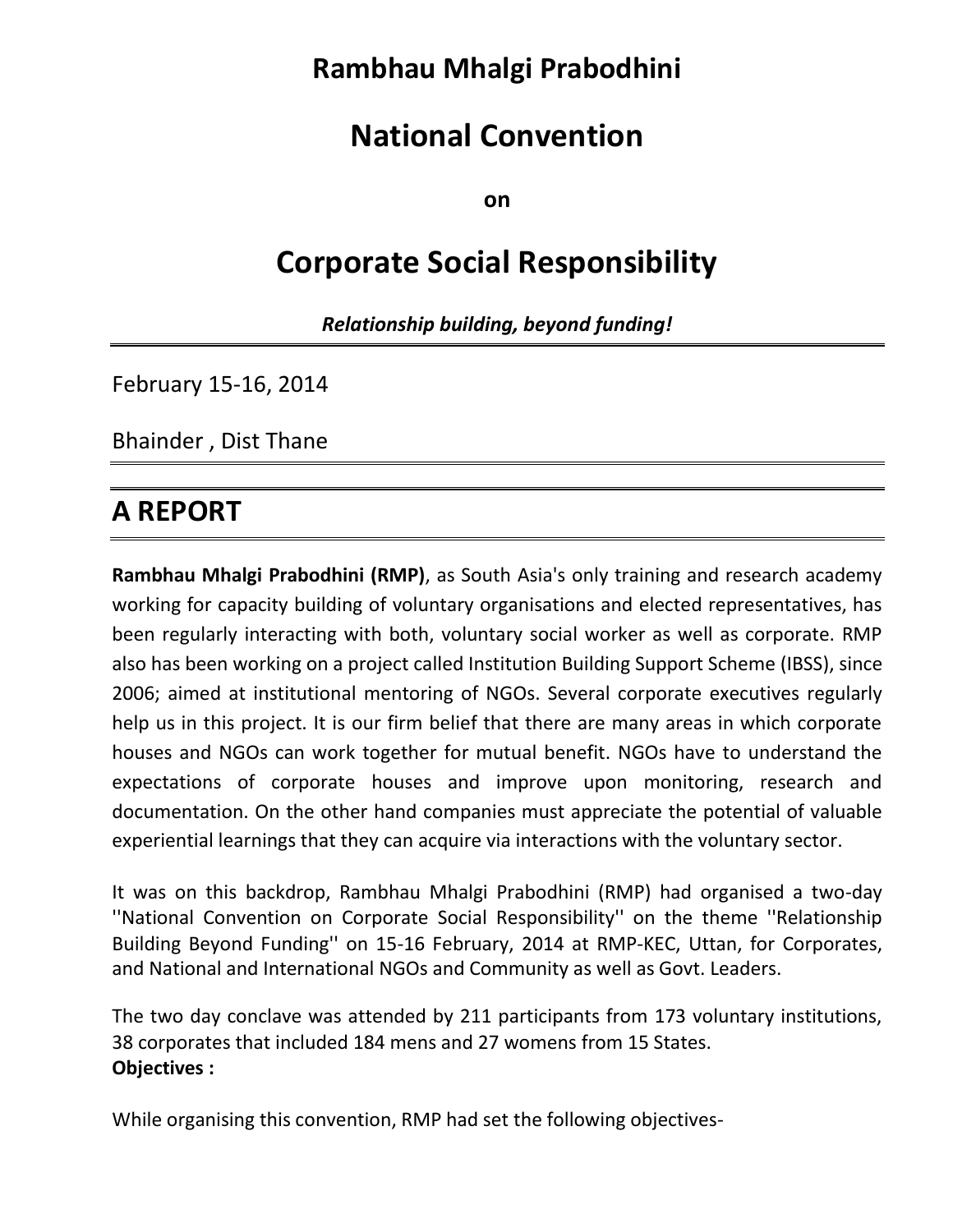# Rambhau Mhalgi Prabodhini

# National Convention

**on**

# Corporate Social Responsibility

***Relationship building, beyond funding!***

---

February 15-16, 2014

Bhainder , Dist Thane

---

## A REPORT

---

**Rambhau Mhalgi Prabodhini (RMP)**, as South Asia's only training and research academy working for capacity building of voluntary organisations and elected representatives, has been regularly interacting with both, voluntary social worker as well as corporate. RMP also has been working on a project called Institution Building Support Scheme (IBSS), since 2006; aimed at institutional mentoring of NGOs. Several corporate executives regularly help us in this project. It is our firm belief that there are many areas in which corporate houses and NGOs can work together for mutual benefit. NGOs have to understand the expectations of corporate houses and improve upon monitoring, research and documentation. On the other hand companies must appreciate the potential of valuable experiential learnings that they can acquire via interactions with the voluntary sector.

It was on this backdrop, Rambhau Mhalgi Prabodhini (RMP) had organised a two-day ''National Convention on Corporate Social Responsibility'' on the theme ''Relationship Building Beyond Funding'' on 15-16 February, 2014 at RMP-KEC, Uttan, for Corporates, and National and International NGOs and Community as well as Govt. Leaders.

The two day conclave was attended by 211 participants from 173 voluntary institutions, 38 corporates that included 184 mens and 27 womens from 15 States.
**Objectives :**

While organising this convention, RMP had set the following objectives-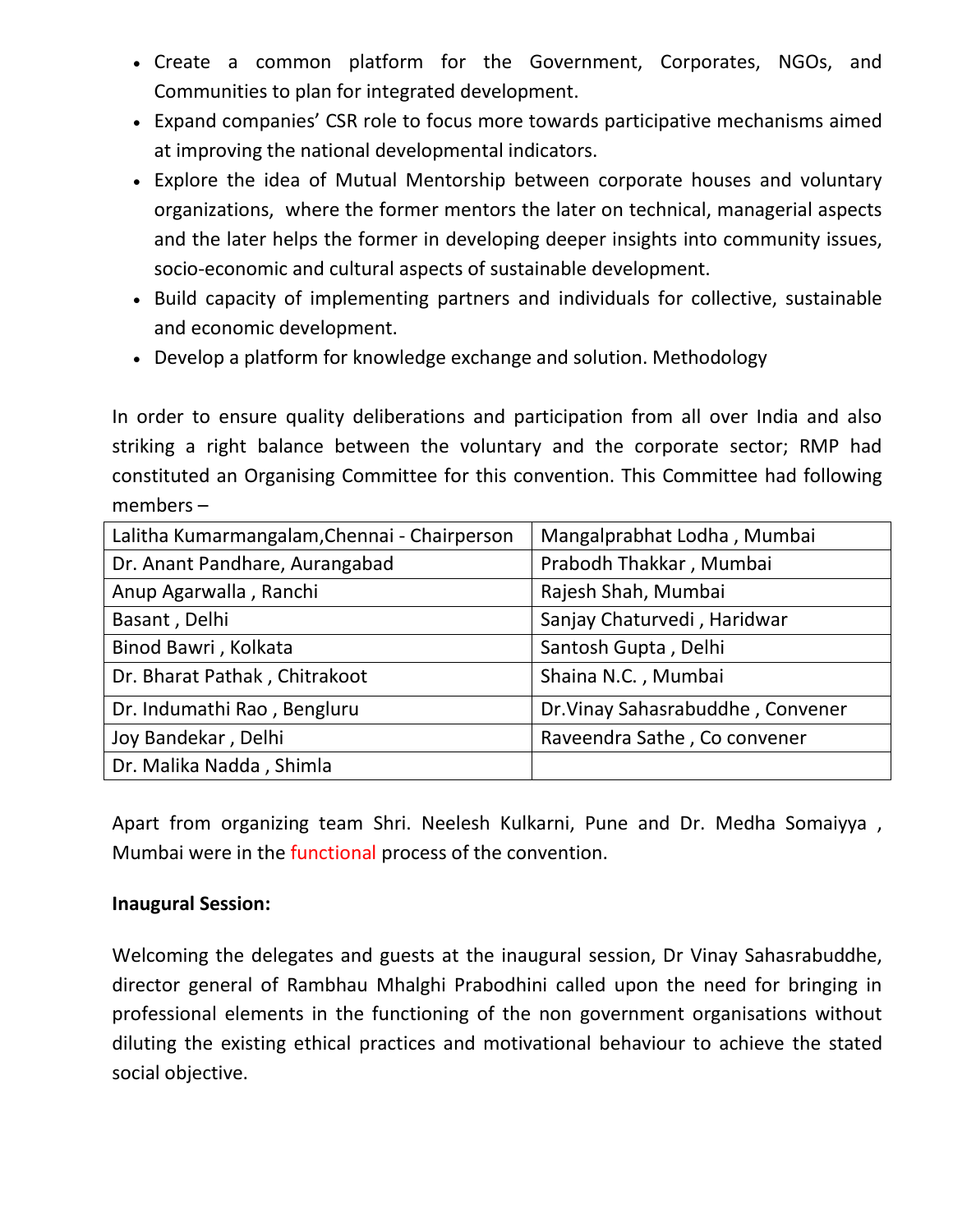- Create a common platform for the Government, Corporates, NGOs, and Communities to plan for integrated development.
- Expand companies' CSR role to focus more towards participative mechanisms aimed at improving the national developmental indicators.
- Explore the idea of Mutual Mentorship between corporate houses and voluntary organizations, where the former mentors the later on technical, managerial aspects and the later helps the former in developing deeper insights into community issues, socio-economic and cultural aspects of sustainable development.
- Build capacity of implementing partners and individuals for collective, sustainable and economic development.
- Develop a platform for knowledge exchange and solution. Methodology

In order to ensure quality deliberations and participation from all over India and also striking a right balance between the voluntary and the corporate sector; RMP had constituted an Organising Committee for this convention. This Committee had following members –

| Lalitha Kumarmangalam,Chennai - Chairperson | Mangalprabhat Lodha , Mumbai |
|---|---|
| Dr. Anant Pandhare, Aurangabad | Prabodh Thakkar , Mumbai |
| Anup Agarwalla , Ranchi | Rajesh Shah, Mumbai |
| Basant , Delhi | Sanjay Chaturvedi , Haridwar |
| Binod Bawri , Kolkata | Santosh Gupta , Delhi |
| Dr. Bharat Pathak , Chitrakoot | Shaina N.C. , Mumbai |
| Dr. Indumathi Rao , Bengluru | Dr.Vinay Sahasrabuddhe , Convener |
| Joy Bandekar , Delhi | Raveendra Sathe , Co convener |
| Dr. Malika Nadda , Shimla | |

Apart from organizing team Shri. Neelesh Kulkarni, Pune and Dr. Medha Somaiyya , Mumbai were in the functional process of the convention.

**Inaugural Session:**

Welcoming the delegates and guests at the inaugural session, Dr Vinay Sahasrabuddhe, director general of Rambhau Mhalghi Prabodhini called upon the need for bringing in professional elements in the functioning of the non government organisations without diluting the existing ethical practices and motivational behaviour to achieve the stated social objective.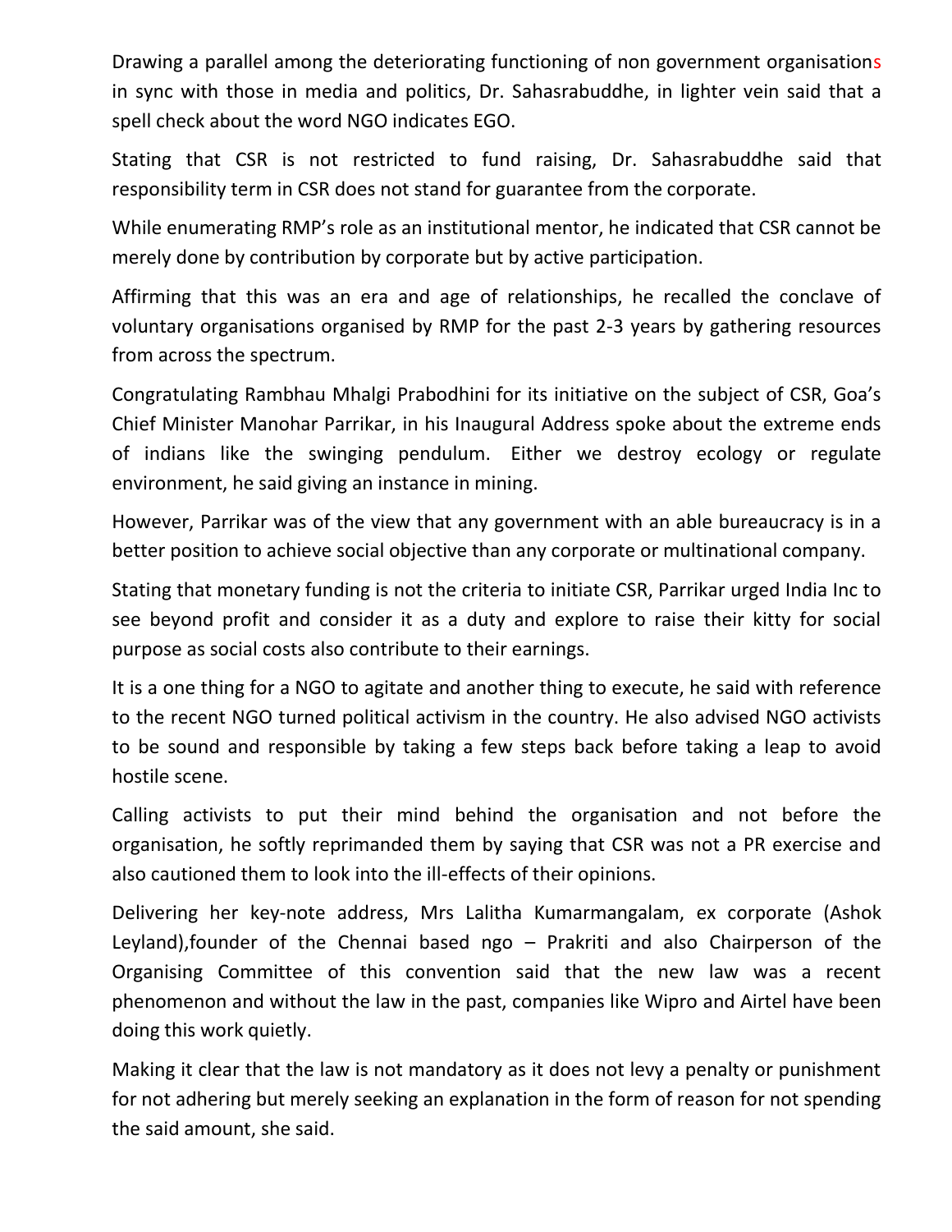Drawing a parallel among the deteriorating functioning of non government organisations in sync with those in media and politics, Dr. Sahasrabuddhe, in lighter vein said that a spell check about the word NGO indicates EGO.

Stating that CSR is not restricted to fund raising, Dr. Sahasrabuddhe said that responsibility term in CSR does not stand for guarantee from the corporate.

While enumerating RMP's role as an institutional mentor, he indicated that CSR cannot be merely done by contribution by corporate but by active participation.

Affirming that this was an era and age of relationships, he recalled the conclave of voluntary organisations organised by RMP for the past 2-3 years by gathering resources from across the spectrum.

Congratulating Rambhau Mhalgi Prabodhini for its initiative on the subject of CSR, Goa's Chief Minister Manohar Parrikar, in his Inaugural Address spoke about the extreme ends of indians like the swinging pendulum. Either we destroy ecology or regulate environment, he said giving an instance in mining.

However, Parrikar was of the view that any government with an able bureaucracy is in a better position to achieve social objective than any corporate or multinational company.

Stating that monetary funding is not the criteria to initiate CSR, Parrikar urged India Inc to see beyond profit and consider it as a duty and explore to raise their kitty for social purpose as social costs also contribute to their earnings.

It is a one thing for a NGO to agitate and another thing to execute, he said with reference to the recent NGO turned political activism in the country. He also advised NGO activists to be sound and responsible by taking a few steps back before taking a leap to avoid hostile scene.

Calling activists to put their mind behind the organisation and not before the organisation, he softly reprimanded them by saying that CSR was not a PR exercise and also cautioned them to look into the ill-effects of their opinions.

Delivering her key-note address, Mrs Lalitha Kumarmangalam, ex corporate (Ashok Leyland),founder of the Chennai based ngo – Prakriti and also Chairperson of the Organising Committee of this convention said that the new law was a recent phenomenon and without the law in the past, companies like Wipro and Airtel have been doing this work quietly.

Making it clear that the law is not mandatory as it does not levy a penalty or punishment for not adhering but merely seeking an explanation in the form of reason for not spending the said amount, she said.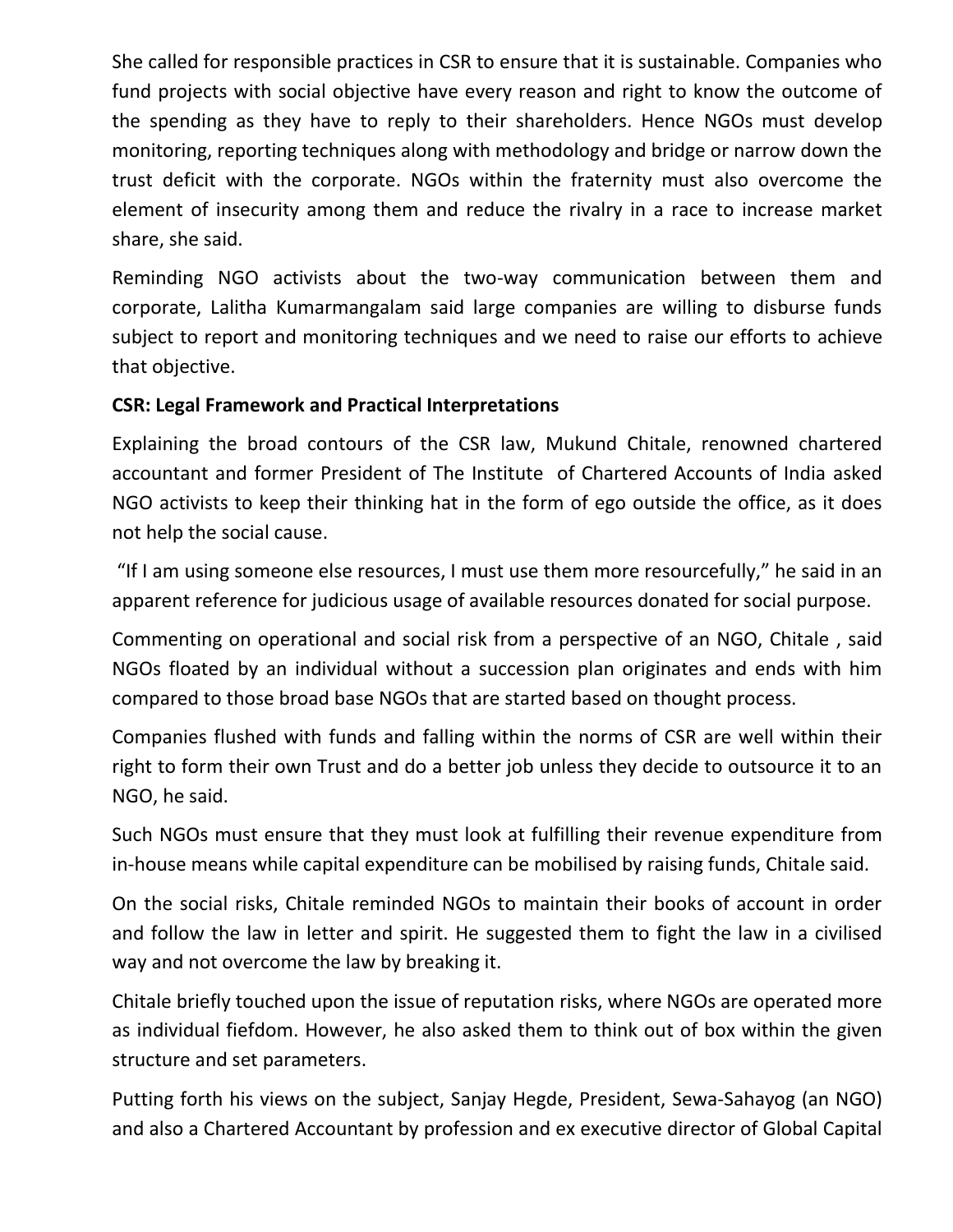She called for responsible practices in CSR to ensure that it is sustainable. Companies who fund projects with social objective have every reason and right to know the outcome of the spending as they have to reply to their shareholders. Hence NGOs must develop monitoring, reporting techniques along with methodology and bridge or narrow down the trust deficit with the corporate. NGOs within the fraternity must also overcome the element of insecurity among them and reduce the rivalry in a race to increase market share, she said.

Reminding NGO activists about the two-way communication between them and corporate, Lalitha Kumarmangalam said large companies are willing to disburse funds subject to report and monitoring techniques and we need to raise our efforts to achieve that objective.

**CSR: Legal Framework and Practical Interpretations**

Explaining the broad contours of the CSR law, Mukund Chitale, renowned chartered accountant and former President of The Institute of Chartered Accounts of India asked NGO activists to keep their thinking hat in the form of ego outside the office, as it does not help the social cause.

"If I am using someone else resources, I must use them more resourcefully," he said in an apparent reference for judicious usage of available resources donated for social purpose.

Commenting on operational and social risk from a perspective of an NGO, Chitale , said NGOs floated by an individual without a succession plan originates and ends with him compared to those broad base NGOs that are started based on thought process.

Companies flushed with funds and falling within the norms of CSR are well within their right to form their own Trust and do a better job unless they decide to outsource it to an NGO, he said.

Such NGOs must ensure that they must look at fulfilling their revenue expenditure from in-house means while capital expenditure can be mobilised by raising funds, Chitale said.

On the social risks, Chitale reminded NGOs to maintain their books of account in order and follow the law in letter and spirit. He suggested them to fight the law in a civilised way and not overcome the law by breaking it.

Chitale briefly touched upon the issue of reputation risks, where NGOs are operated more as individual fiefdom. However, he also asked them to think out of box within the given structure and set parameters.

Putting forth his views on the subject, Sanjay Hegde, President, Sewa-Sahayog (an NGO) and also a Chartered Accountant by profession and ex executive director of Global Capital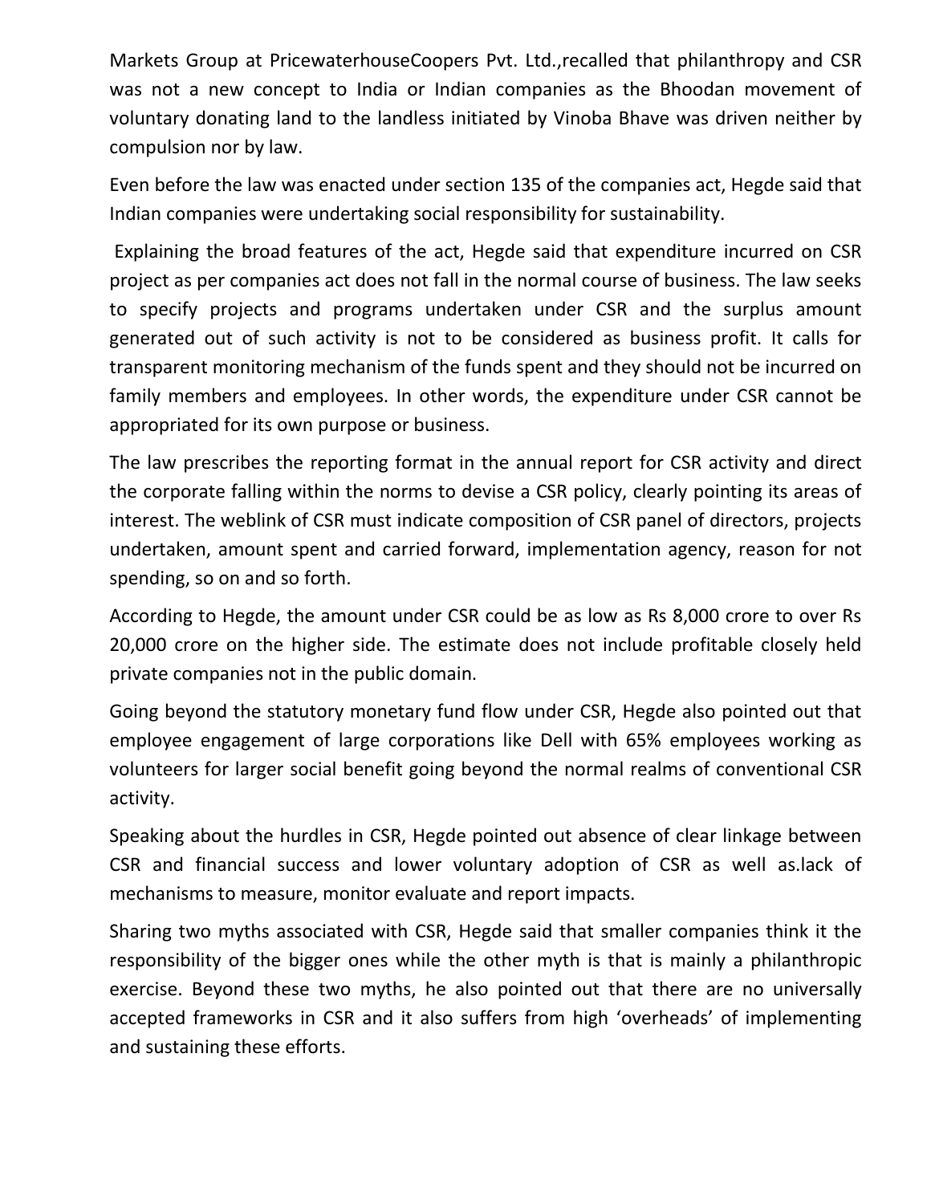Markets Group at PricewaterhouseCoopers Pvt. Ltd.,recalled that philanthropy and CSR was not a new concept to India or Indian companies as the Bhoodan movement of voluntary donating land to the landless initiated by Vinoba Bhave was driven neither by compulsion nor by law.

Even before the law was enacted under section 135 of the companies act, Hegde said that Indian companies were undertaking social responsibility for sustainability.

Explaining the broad features of the act, Hegde said that expenditure incurred on CSR project as per companies act does not fall in the normal course of business. The law seeks to specify projects and programs undertaken under CSR and the surplus amount generated out of such activity is not to be considered as business profit. It calls for transparent monitoring mechanism of the funds spent and they should not be incurred on family members and employees. In other words, the expenditure under CSR cannot be appropriated for its own purpose or business.

The law prescribes the reporting format in the annual report for CSR activity and direct the corporate falling within the norms to devise a CSR policy, clearly pointing its areas of interest. The weblink of CSR must indicate composition of CSR panel of directors, projects undertaken, amount spent and carried forward, implementation agency, reason for not spending, so on and so forth.

According to Hegde, the amount under CSR could be as low as Rs 8,000 crore to over Rs 20,000 crore on the higher side. The estimate does not include profitable closely held private companies not in the public domain.

Going beyond the statutory monetary fund flow under CSR, Hegde also pointed out that employee engagement of large corporations like Dell with 65% employees working as volunteers for larger social benefit going beyond the normal realms of conventional CSR activity.

Speaking about the hurdles in CSR, Hegde pointed out absence of clear linkage between CSR and financial success and lower voluntary adoption of CSR as well as.lack of mechanisms to measure, monitor evaluate and report impacts.

Sharing two myths associated with CSR, Hegde said that smaller companies think it the responsibility of the bigger ones while the other myth is that is mainly a philanthropic exercise. Beyond these two myths, he also pointed out that there are no universally accepted frameworks in CSR and it also suffers from high 'overheads' of implementing and sustaining these efforts.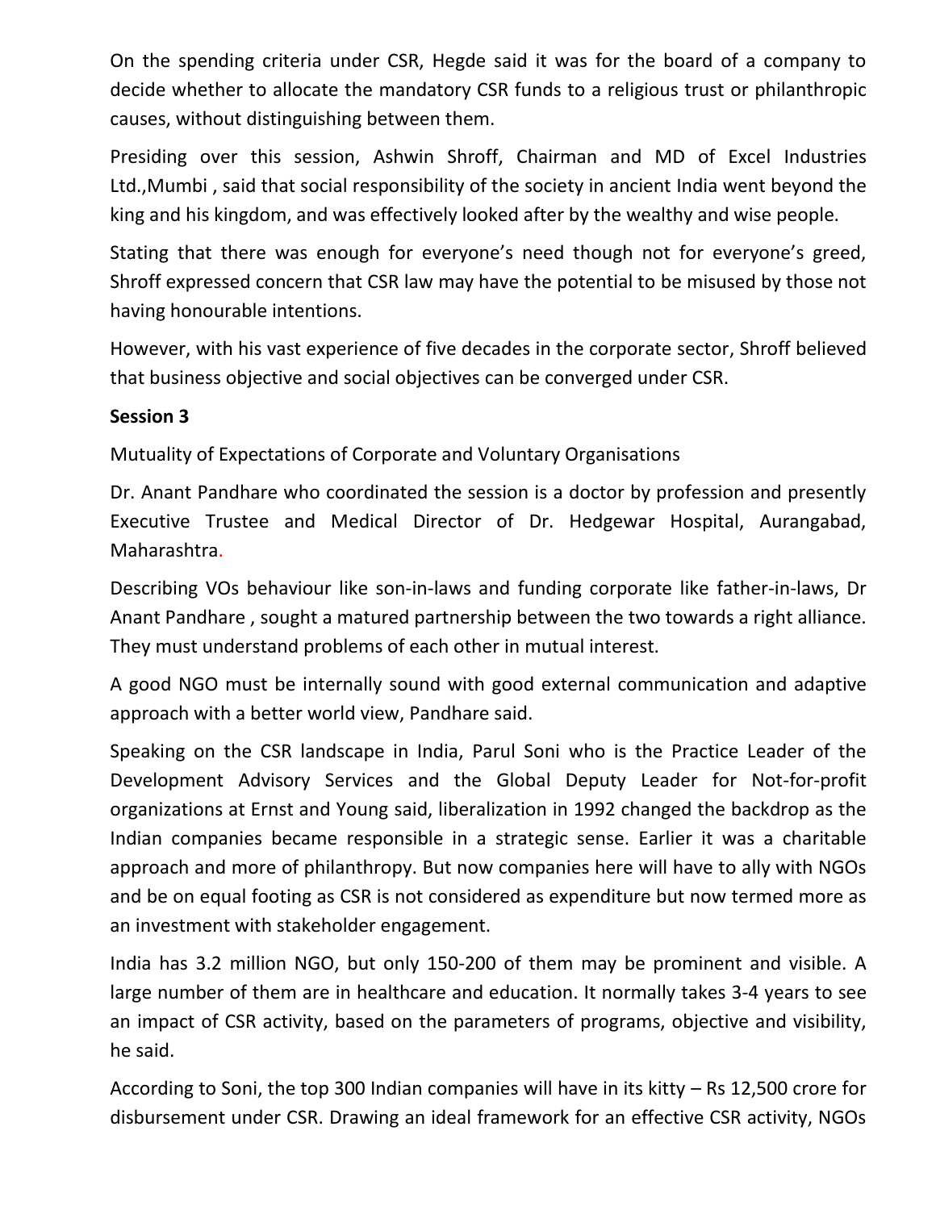On the spending criteria under CSR, Hegde said it was for the board of a company to decide whether to allocate the mandatory CSR funds to a religious trust or philanthropic causes, without distinguishing between them.

Presiding over this session, Ashwin Shroff, Chairman and MD of Excel Industries Ltd.,Mumbi , said that social responsibility of the society in ancient India went beyond the king and his kingdom, and was effectively looked after by the wealthy and wise people.

Stating that there was enough for everyone's need though not for everyone's greed, Shroff expressed concern that CSR law may have the potential to be misused by those not having honourable intentions.

However, with his vast experience of five decades in the corporate sector, Shroff believed that business objective and social objectives can be converged under CSR.

**Session 3**

Mutuality of Expectations of Corporate and Voluntary Organisations

Dr. Anant Pandhare who coordinated the session is a doctor by profession and presently Executive Trustee and Medical Director of Dr. Hedgewar Hospital, Aurangabad, Maharashtra.

Describing VOs behaviour like son-in-laws and funding corporate like father-in-laws, Dr Anant Pandhare , sought a matured partnership between the two towards a right alliance. They must understand problems of each other in mutual interest.

A good NGO must be internally sound with good external communication and adaptive approach with a better world view, Pandhare said.

Speaking on the CSR landscape in India, Parul Soni who is the Practice Leader of the Development Advisory Services and the Global Deputy Leader for Not-for-profit organizations at Ernst and Young said, liberalization in 1992 changed the backdrop as the Indian companies became responsible in a strategic sense. Earlier it was a charitable approach and more of philanthropy. But now companies here will have to ally with NGOs and be on equal footing as CSR is not considered as expenditure but now termed more as an investment with stakeholder engagement.

India has 3.2 million NGO, but only 150-200 of them may be prominent and visible. A large number of them are in healthcare and education. It normally takes 3-4 years to see an impact of CSR activity, based on the parameters of programs, objective and visibility, he said.

According to Soni, the top 300 Indian companies will have in its kitty – Rs 12,500 crore for disbursement under CSR. Drawing an ideal framework for an effective CSR activity, NGOs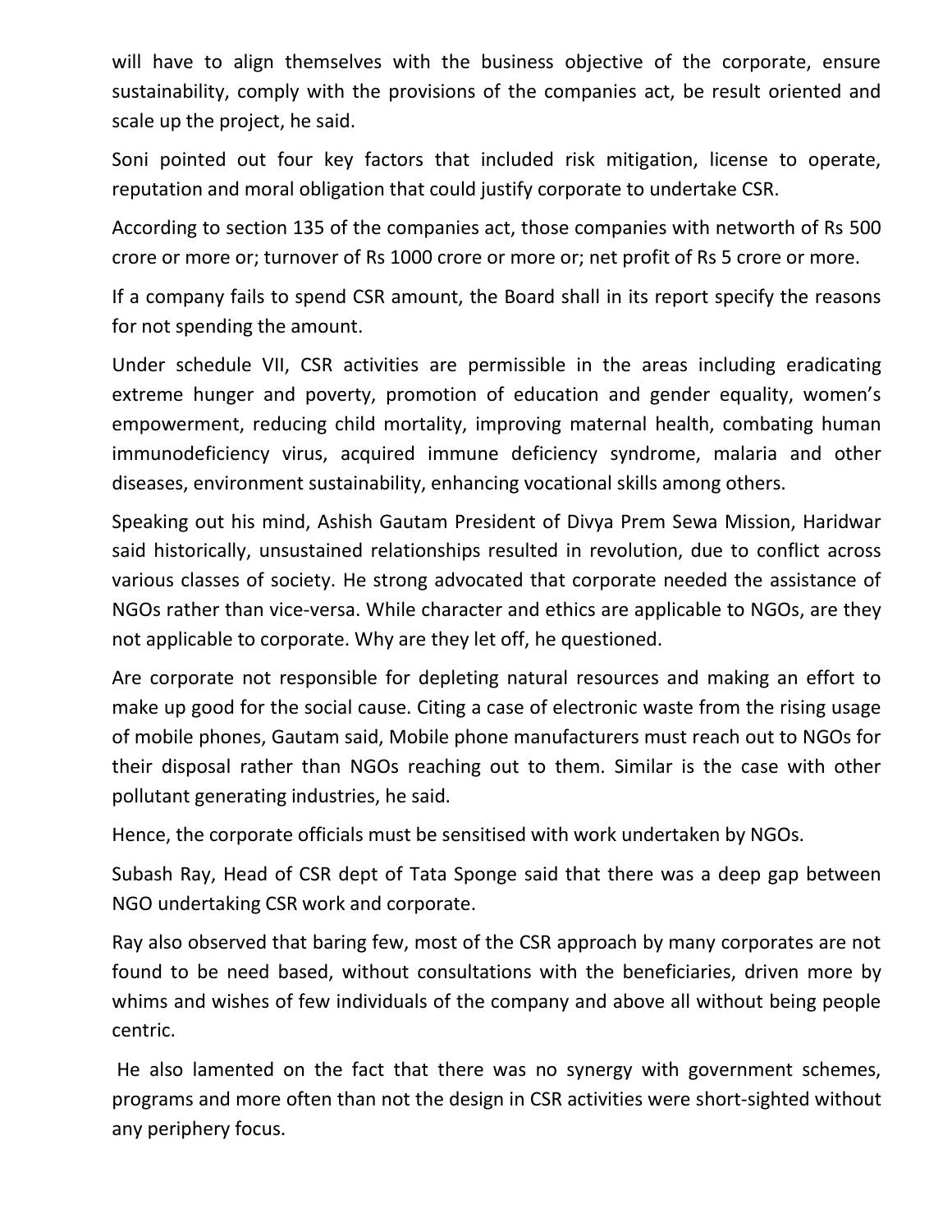will have to align themselves with the business objective of the corporate, ensure sustainability, comply with the provisions of the companies act, be result oriented and scale up the project, he said.

Soni pointed out four key factors that included risk mitigation, license to operate, reputation and moral obligation that could justify corporate to undertake CSR.

According to section 135 of the companies act, those companies with networth of Rs 500 crore or more or; turnover of Rs 1000 crore or more or; net profit of Rs 5 crore or more.

If a company fails to spend CSR amount, the Board shall in its report specify the reasons for not spending the amount.

Under schedule VII, CSR activities are permissible in the areas including eradicating extreme hunger and poverty, promotion of education and gender equality, women's empowerment, reducing child mortality, improving maternal health, combating human immunodeficiency virus, acquired immune deficiency syndrome, malaria and other diseases, environment sustainability, enhancing vocational skills among others.

Speaking out his mind, Ashish Gautam President of Divya Prem Sewa Mission, Haridwar said historically, unsustained relationships resulted in revolution, due to conflict across various classes of society. He strong advocated that corporate needed the assistance of NGOs rather than vice-versa. While character and ethics are applicable to NGOs, are they not applicable to corporate. Why are they let off, he questioned.

Are corporate not responsible for depleting natural resources and making an effort to make up good for the social cause. Citing a case of electronic waste from the rising usage of mobile phones, Gautam said, Mobile phone manufacturers must reach out to NGOs for their disposal rather than NGOs reaching out to them. Similar is the case with other pollutant generating industries, he said.

Hence, the corporate officials must be sensitised with work undertaken by NGOs.

Subash Ray, Head of CSR dept of Tata Sponge said that there was a deep gap between NGO undertaking CSR work and corporate.

Ray also observed that baring few, most of the CSR approach by many corporates are not found to be need based, without consultations with the beneficiaries, driven more by whims and wishes of few individuals of the company and above all without being people centric.

He also lamented on the fact that there was no synergy with government schemes, programs and more often than not the design in CSR activities were short-sighted without any periphery focus.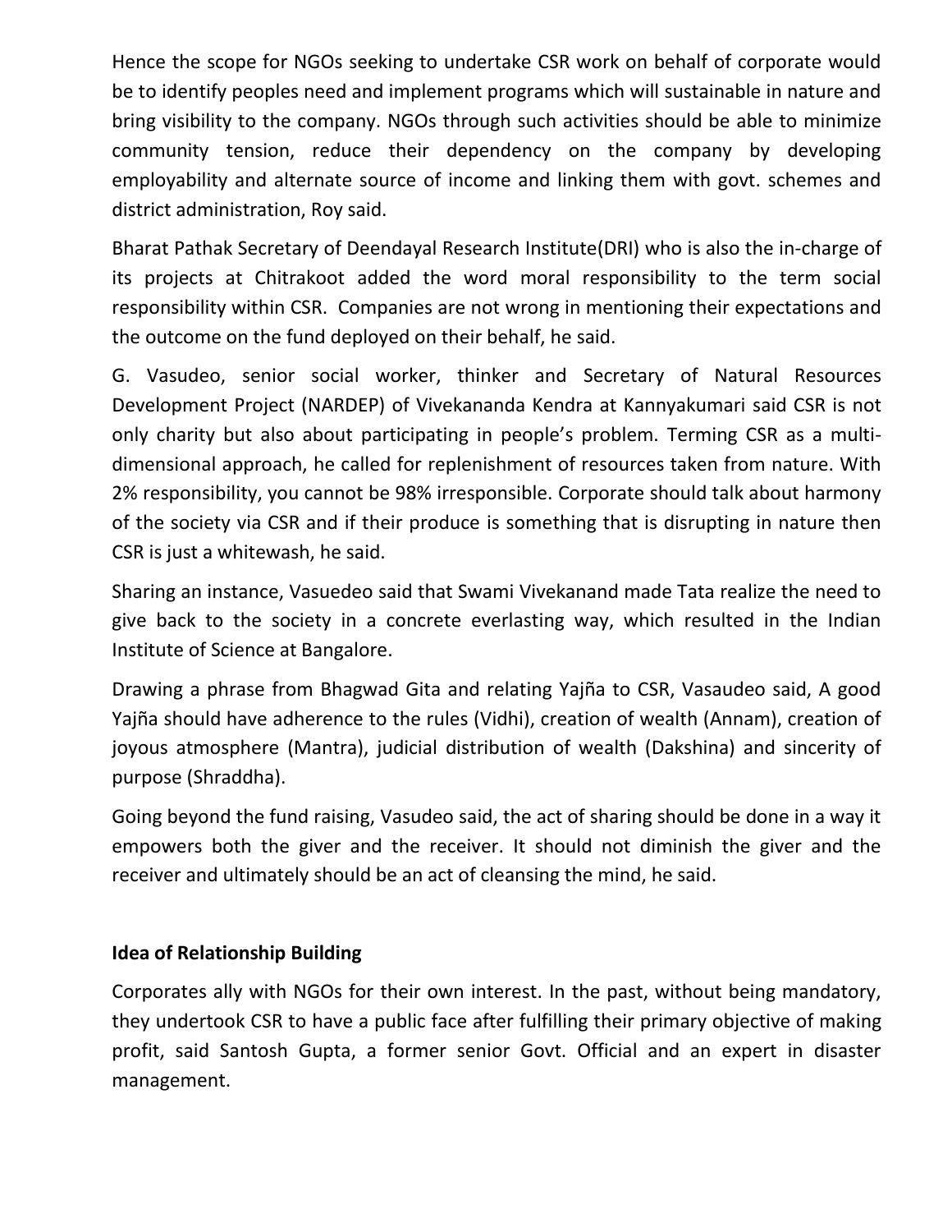Hence the scope for NGOs seeking to undertake CSR work on behalf of corporate would be to identify peoples need and implement programs which will sustainable in nature and bring visibility to the company. NGOs through such activities should be able to minimize community tension, reduce their dependency on the company by developing employability and alternate source of income and linking them with govt. schemes and district administration, Roy said.

Bharat Pathak Secretary of Deendayal Research Institute(DRI) who is also the in-charge of its projects at Chitrakoot added the word moral responsibility to the term social responsibility within CSR. Companies are not wrong in mentioning their expectations and the outcome on the fund deployed on their behalf, he said.

G. Vasudeo, senior social worker, thinker and Secretary of Natural Resources Development Project (NARDEP) of Vivekananda Kendra at Kannyakumari said CSR is not only charity but also about participating in people's problem. Terming CSR as a multi-dimensional approach, he called for replenishment of resources taken from nature. With 2% responsibility, you cannot be 98% irresponsible. Corporate should talk about harmony of the society via CSR and if their produce is something that is disrupting in nature then CSR is just a whitewash, he said.

Sharing an instance, Vasuedeo said that Swami Vivekanand made Tata realize the need to give back to the society in a concrete everlasting way, which resulted in the Indian Institute of Science at Bangalore.

Drawing a phrase from Bhagwad Gita and relating Yajña to CSR, Vasaudeo said, A good Yajña should have adherence to the rules (Vidhi), creation of wealth (Annam), creation of joyous atmosphere (Mantra), judicial distribution of wealth (Dakshina) and sincerity of purpose (Shraddha).

Going beyond the fund raising, Vasudeo said, the act of sharing should be done in a way it empowers both the giver and the receiver. It should not diminish the giver and the receiver and ultimately should be an act of cleansing the mind, he said.

**Idea of Relationship Building**

Corporates ally with NGOs for their own interest. In the past, without being mandatory, they undertook CSR to have a public face after fulfilling their primary objective of making profit, said Santosh Gupta, a former senior Govt. Official and an expert in disaster management.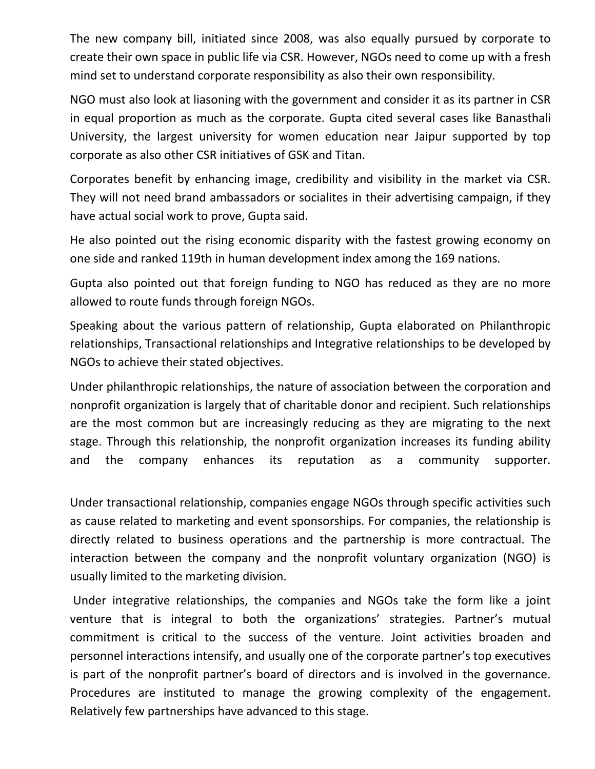The new company bill, initiated since 2008, was also equally pursued by corporate to create their own space in public life via CSR. However, NGOs need to come up with a fresh mind set to understand corporate responsibility as also their own responsibility.

NGO must also look at liasoning with the government and consider it as its partner in CSR in equal proportion as much as the corporate. Gupta cited several cases like Banasthali University, the largest university for women education near Jaipur supported by top corporate as also other CSR initiatives of GSK and Titan.

Corporates benefit by enhancing image, credibility and visibility in the market via CSR. They will not need brand ambassadors or socialites in their advertising campaign, if they have actual social work to prove, Gupta said.

He also pointed out the rising economic disparity with the fastest growing economy on one side and ranked 119th in human development index among the 169 nations.

Gupta also pointed out that foreign funding to NGO has reduced as they are no more allowed to route funds through foreign NGOs.

Speaking about the various pattern of relationship, Gupta elaborated on Philanthropic relationships, Transactional relationships and Integrative relationships to be developed by NGOs to achieve their stated objectives.

Under philanthropic relationships, the nature of association between the corporation and nonprofit organization is largely that of charitable donor and recipient. Such relationships are the most common but are increasingly reducing as they are migrating to the next stage. Through this relationship, the nonprofit organization increases its funding ability and the company enhances its reputation as a community supporter.

Under transactional relationship, companies engage NGOs through specific activities such as cause related to marketing and event sponsorships. For companies, the relationship is directly related to business operations and the partnership is more contractual. The interaction between the company and the nonprofit voluntary organization (NGO) is usually limited to the marketing division.

Under integrative relationships, the companies and NGOs take the form like a joint venture that is integral to both the organizations' strategies. Partner's mutual commitment is critical to the success of the venture. Joint activities broaden and personnel interactions intensify, and usually one of the corporate partner's top executives is part of the nonprofit partner's board of directors and is involved in the governance. Procedures are instituted to manage the growing complexity of the engagement. Relatively few partnerships have advanced to this stage.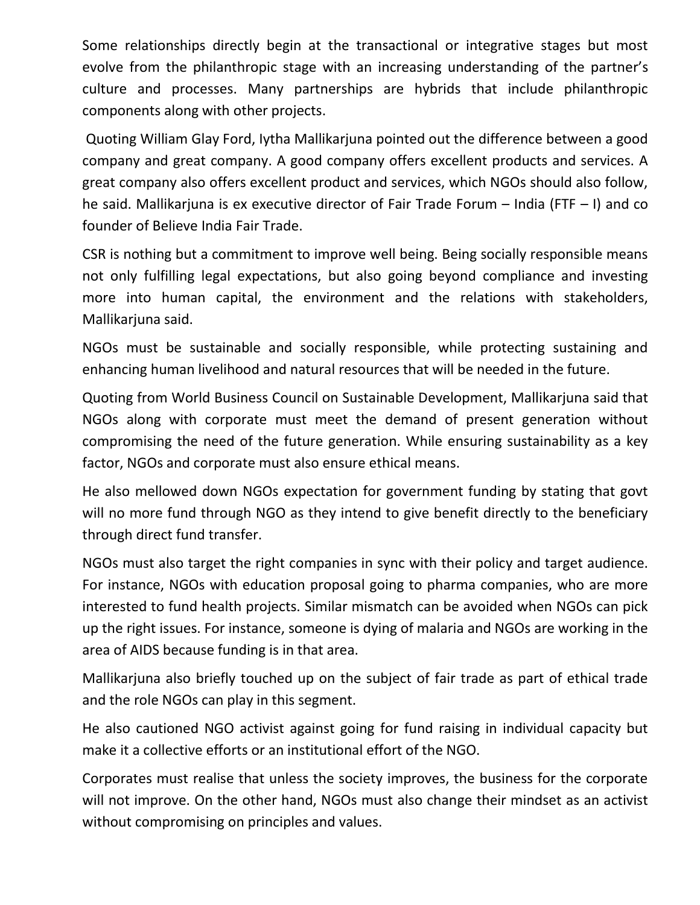Some relationships directly begin at the transactional or integrative stages but most evolve from the philanthropic stage with an increasing understanding of the partner's culture and processes. Many partnerships are hybrids that include philanthropic components along with other projects.

Quoting William Glay Ford, Iytha Mallikarjuna pointed out the difference between a good company and great company. A good company offers excellent products and services. A great company also offers excellent product and services, which NGOs should also follow, he said. Mallikarjuna is ex executive director of Fair Trade Forum – India (FTF – I) and co founder of Believe India Fair Trade.

CSR is nothing but a commitment to improve well being. Being socially responsible means not only fulfilling legal expectations, but also going beyond compliance and investing more into human capital, the environment and the relations with stakeholders, Mallikarjuna said.

NGOs must be sustainable and socially responsible, while protecting sustaining and enhancing human livelihood and natural resources that will be needed in the future.

Quoting from World Business Council on Sustainable Development, Mallikarjuna said that NGOs along with corporate must meet the demand of present generation without compromising the need of the future generation. While ensuring sustainability as a key factor, NGOs and corporate must also ensure ethical means.

He also mellowed down NGOs expectation for government funding by stating that govt will no more fund through NGO as they intend to give benefit directly to the beneficiary through direct fund transfer.

NGOs must also target the right companies in sync with their policy and target audience. For instance, NGOs with education proposal going to pharma companies, who are more interested to fund health projects. Similar mismatch can be avoided when NGOs can pick up the right issues. For instance, someone is dying of malaria and NGOs are working in the area of AIDS because funding is in that area.

Mallikarjuna also briefly touched up on the subject of fair trade as part of ethical trade and the role NGOs can play in this segment.

He also cautioned NGO activist against going for fund raising in individual capacity but make it a collective efforts or an institutional effort of the NGO.

Corporates must realise that unless the society improves, the business for the corporate will not improve. On the other hand, NGOs must also change their mindset as an activist without compromising on principles and values.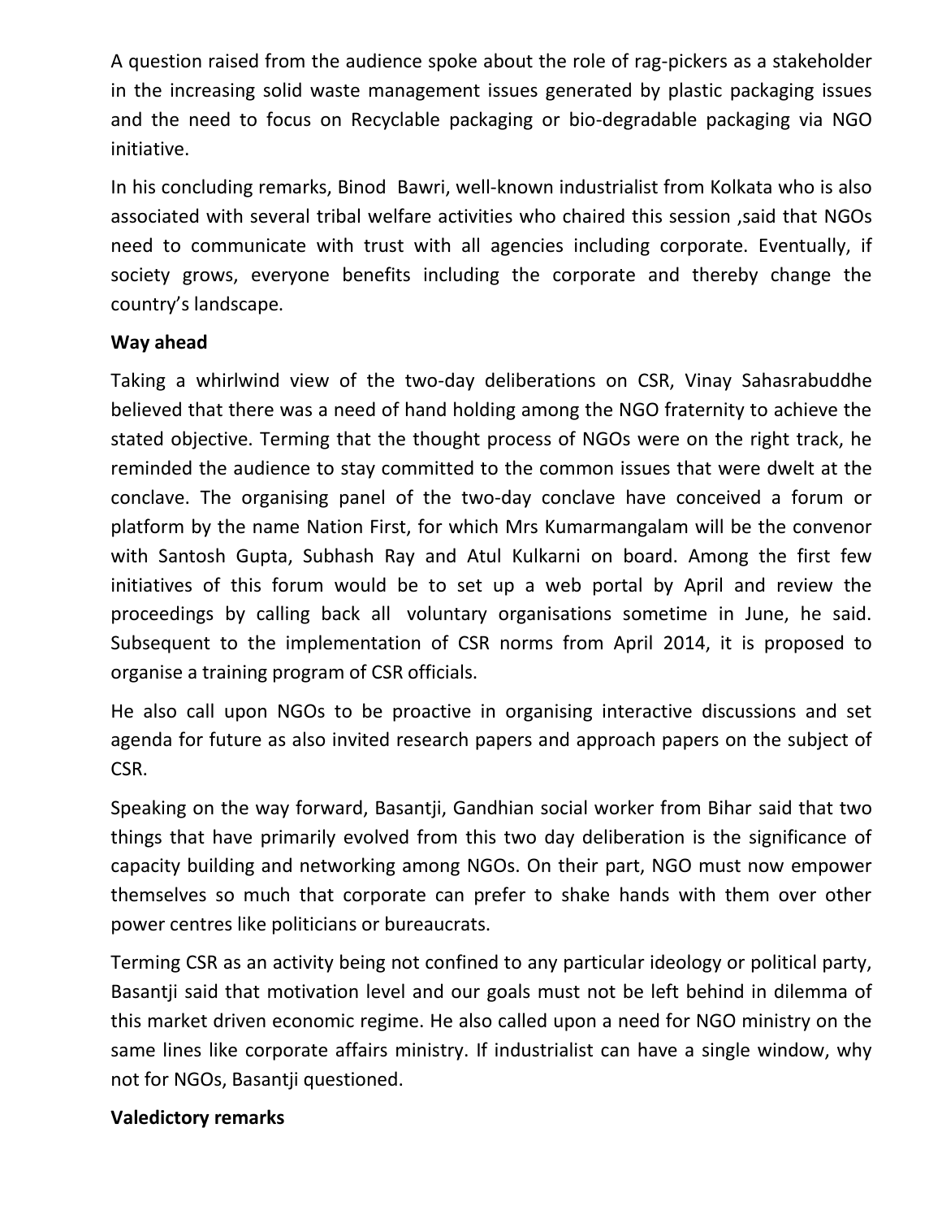A question raised from the audience spoke about the role of rag-pickers as a stakeholder in the increasing solid waste management issues generated by plastic packaging issues and the need to focus on Recyclable packaging or bio-degradable packaging via NGO initiative.

In his concluding remarks, Binod Bawri, well-known industrialist from Kolkata who is also associated with several tribal welfare activities who chaired this session ,said that NGOs need to communicate with trust with all agencies including corporate. Eventually, if society grows, everyone benefits including the corporate and thereby change the country's landscape.

**Way ahead**

Taking a whirlwind view of the two-day deliberations on CSR, Vinay Sahasrabuddhe believed that there was a need of hand holding among the NGO fraternity to achieve the stated objective. Terming that the thought process of NGOs were on the right track, he reminded the audience to stay committed to the common issues that were dwelt at the conclave. The organising panel of the two-day conclave have conceived a forum or platform by the name Nation First, for which Mrs Kumarmangalam will be the convenor with Santosh Gupta, Subhash Ray and Atul Kulkarni on board. Among the first few initiatives of this forum would be to set up a web portal by April and review the proceedings by calling back all voluntary organisations sometime in June, he said. Subsequent to the implementation of CSR norms from April 2014, it is proposed to organise a training program of CSR officials.

He also call upon NGOs to be proactive in organising interactive discussions and set agenda for future as also invited research papers and approach papers on the subject of CSR.

Speaking on the way forward, Basantji, Gandhian social worker from Bihar said that two things that have primarily evolved from this two day deliberation is the significance of capacity building and networking among NGOs. On their part, NGO must now empower themselves so much that corporate can prefer to shake hands with them over other power centres like politicians or bureaucrats.

Terming CSR as an activity being not confined to any particular ideology or political party, Basantji said that motivation level and our goals must not be left behind in dilemma of this market driven economic regime. He also called upon a need for NGO ministry on the same lines like corporate affairs ministry. If industrialist can have a single window, why not for NGOs, Basantji questioned.

**Valedictory remarks**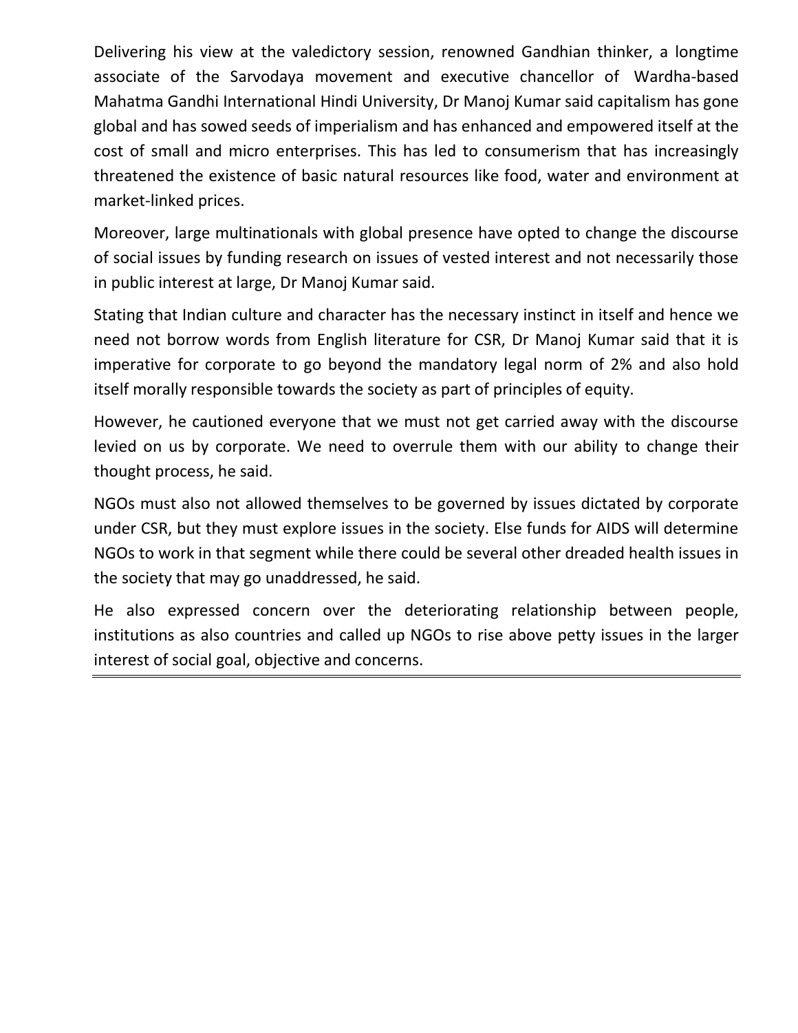Delivering his view at the valedictory session, renowned Gandhian thinker, a longtime associate of the Sarvodaya movement and executive chancellor of Wardha-based Mahatma Gandhi International Hindi University, Dr Manoj Kumar said capitalism has gone global and has sowed seeds of imperialism and has enhanced and empowered itself at the cost of small and micro enterprises. This has led to consumerism that has increasingly threatened the existence of basic natural resources like food, water and environment at market-linked prices.

Moreover, large multinationals with global presence have opted to change the discourse of social issues by funding research on issues of vested interest and not necessarily those in public interest at large, Dr Manoj Kumar said.

Stating that Indian culture and character has the necessary instinct in itself and hence we need not borrow words from English literature for CSR, Dr Manoj Kumar said that it is imperative for corporate to go beyond the mandatory legal norm of 2% and also hold itself morally responsible towards the society as part of principles of equity.

However, he cautioned everyone that we must not get carried away with the discourse levied on us by corporate. We need to overrule them with our ability to change their thought process, he said.

NGOs must also not allowed themselves to be governed by issues dictated by corporate under CSR, but they must explore issues in the society. Else funds for AIDS will determine NGOs to work in that segment while there could be several other dreaded health issues in the society that may go unaddressed, he said.

He also expressed concern over the deteriorating relationship between people, institutions as also countries and called up NGOs to rise above petty issues in the larger interest of social goal, objective and concerns.